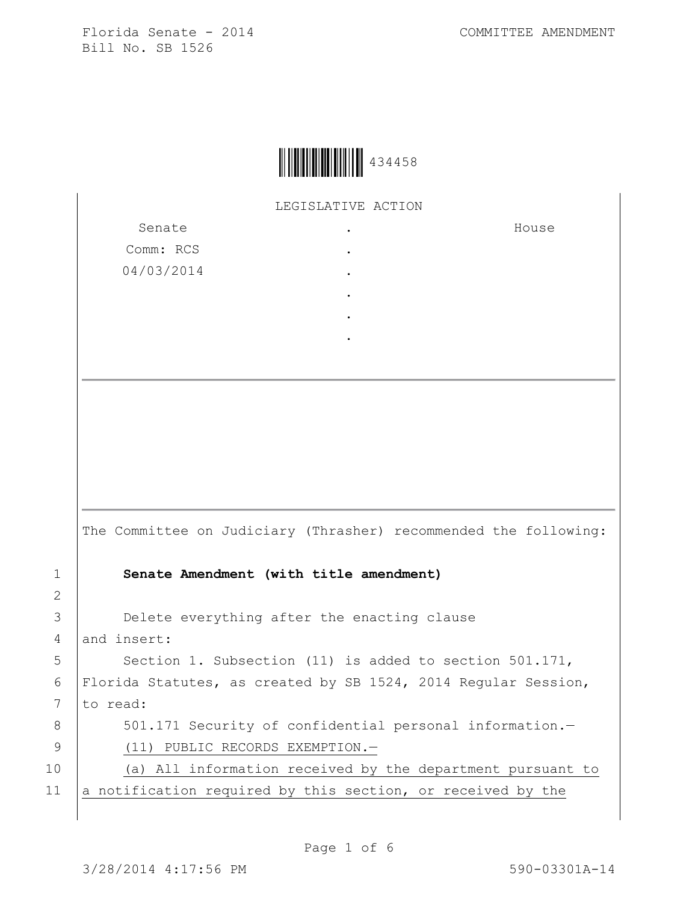Florida Senate - 2014 COMMITTEE AMENDMENT
Bill No. SB 1526

434458

LEGISLATIVE ACTION

| Senate | . | House |
|---|---|---|
| Comm: RCS | . | |
| 04/03/2014 | . | |
| | . | |
| | . | |
| | . | |

The Committee on Judiciary (Thrasher) recommended the following:

1 **Senate Amendment (with title amendment)**

2

3 Delete everything after the enacting clause
4 and insert:
5 Section 1. Subsection (11) is added to section 501.171,
6 Florida Statutes, as created by SB 1524, 2014 Regular Session,
7 to read:
8 501.171 Security of confidential personal information.—
9 (11) PUBLIC RECORDS EXEMPTION.—
10 (a) All information received by the department pursuant to
11 a notification required by this section, or received by the

3/28/2014 4:17:56 PM 590-03301A-14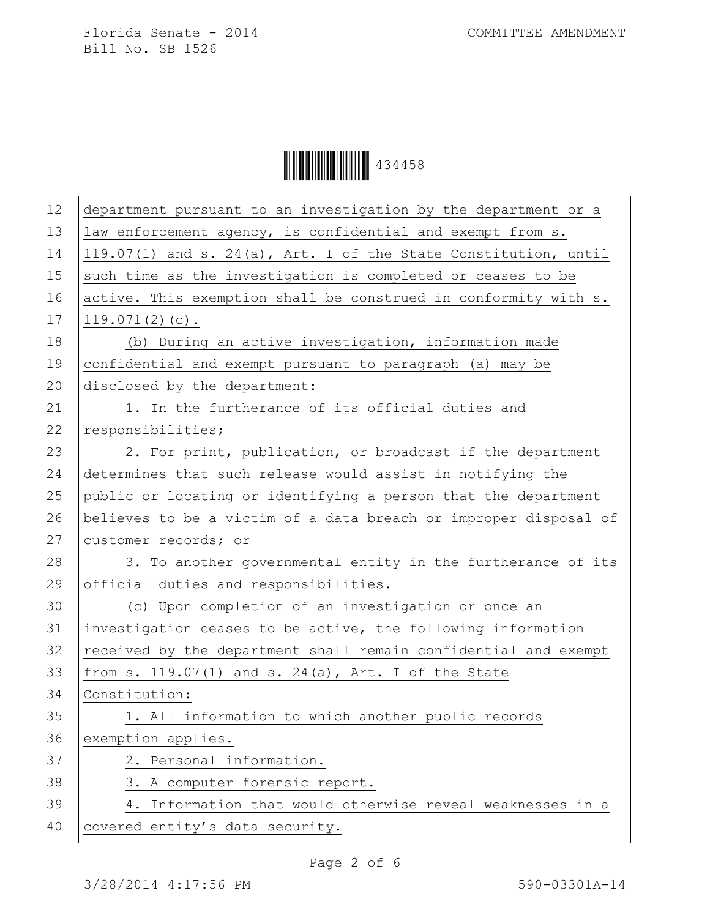department pursuant to an investigation by the department or a law enforcement agency, is confidential and exempt from s. 119.07(1) and s. 24(a), Art. I of the State Constitution, until such time as the investigation is completed or ceases to be active. This exemption shall be construed in conformity with s. 119.071(2)(c).

(b) During an active investigation, information made confidential and exempt pursuant to paragraph (a) may be disclosed by the department:

1. In the furtherance of its official duties and responsibilities;

2. For print, publication, or broadcast if the department determines that such release would assist in notifying the public or locating or identifying a person that the department believes to be a victim of a data breach or improper disposal of customer records; or

3. To another governmental entity in the furtherance of its official duties and responsibilities.

(c) Upon completion of an investigation or once an investigation ceases to be active, the following information received by the department shall remain confidential and exempt from s. 119.07(1) and s. 24(a), Art. I of the State Constitution:

1. All information to which another public records exemption applies.

2. Personal information.

3. A computer forensic report.

4. Information that would otherwise reveal weaknesses in a covered entity's data security.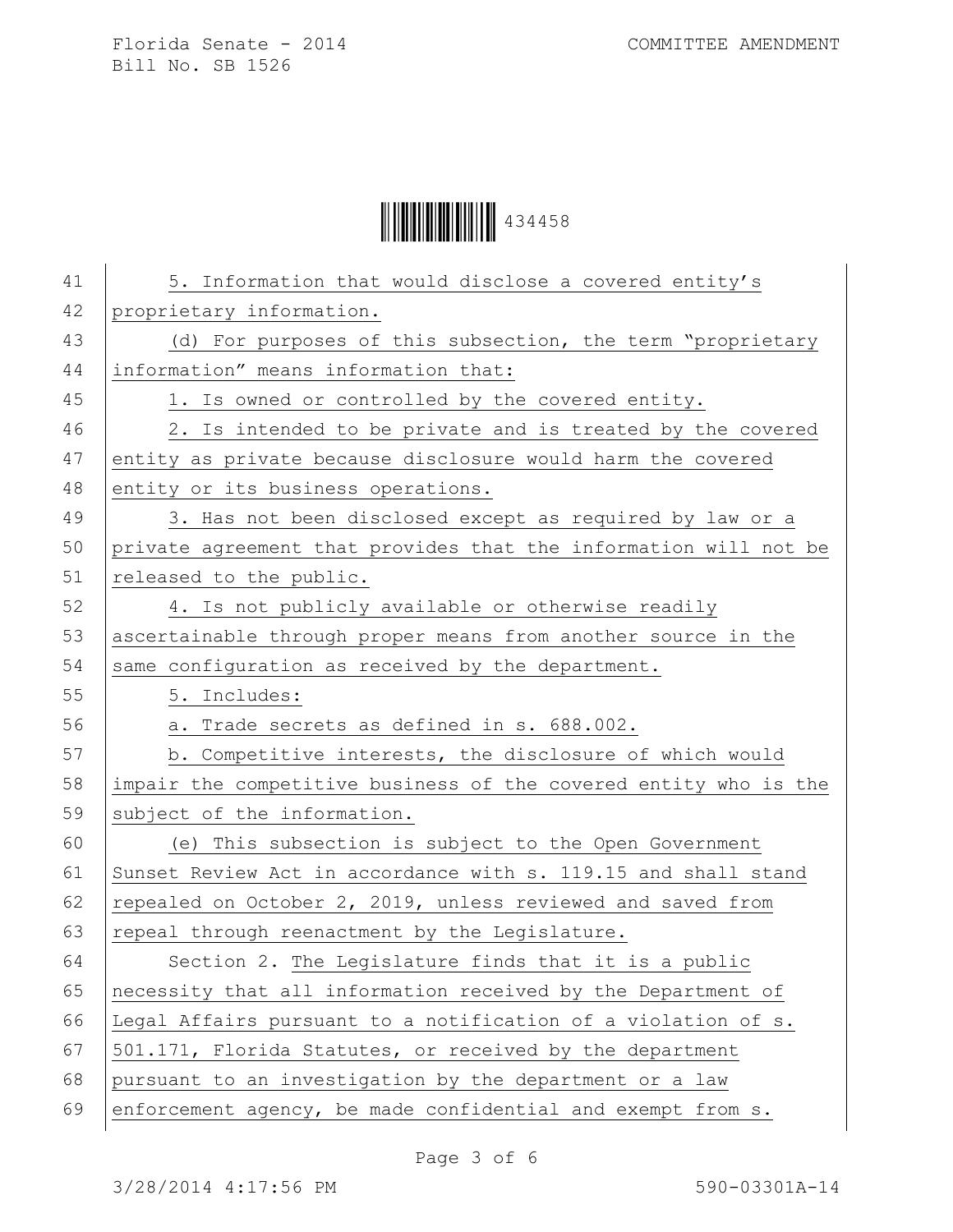5. Information that would disclose a covered entity's proprietary information.

(d) For purposes of this subsection, the term "proprietary information" means information that:

1. Is owned or controlled by the covered entity.

2. Is intended to be private and is treated by the covered entity as private because disclosure would harm the covered entity or its business operations.

3. Has not been disclosed except as required by law or a private agreement that provides that the information will not be released to the public.

4. Is not publicly available or otherwise readily ascertainable through proper means from another source in the same configuration as received by the department.

5. Includes:

a. Trade secrets as defined in s. 688.002.

b. Competitive interests, the disclosure of which would impair the competitive business of the covered entity who is the subject of the information.

(e) This subsection is subject to the Open Government Sunset Review Act in accordance with s. 119.15 and shall stand repealed on October 2, 2019, unless reviewed and saved from repeal through reenactment by the Legislature.

Section 2. The Legislature finds that it is a public necessity that all information received by the Department of Legal Affairs pursuant to a notification of a violation of s. 501.171, Florida Statutes, or received by the department pursuant to an investigation by the department or a law enforcement agency, be made confidential and exempt from s.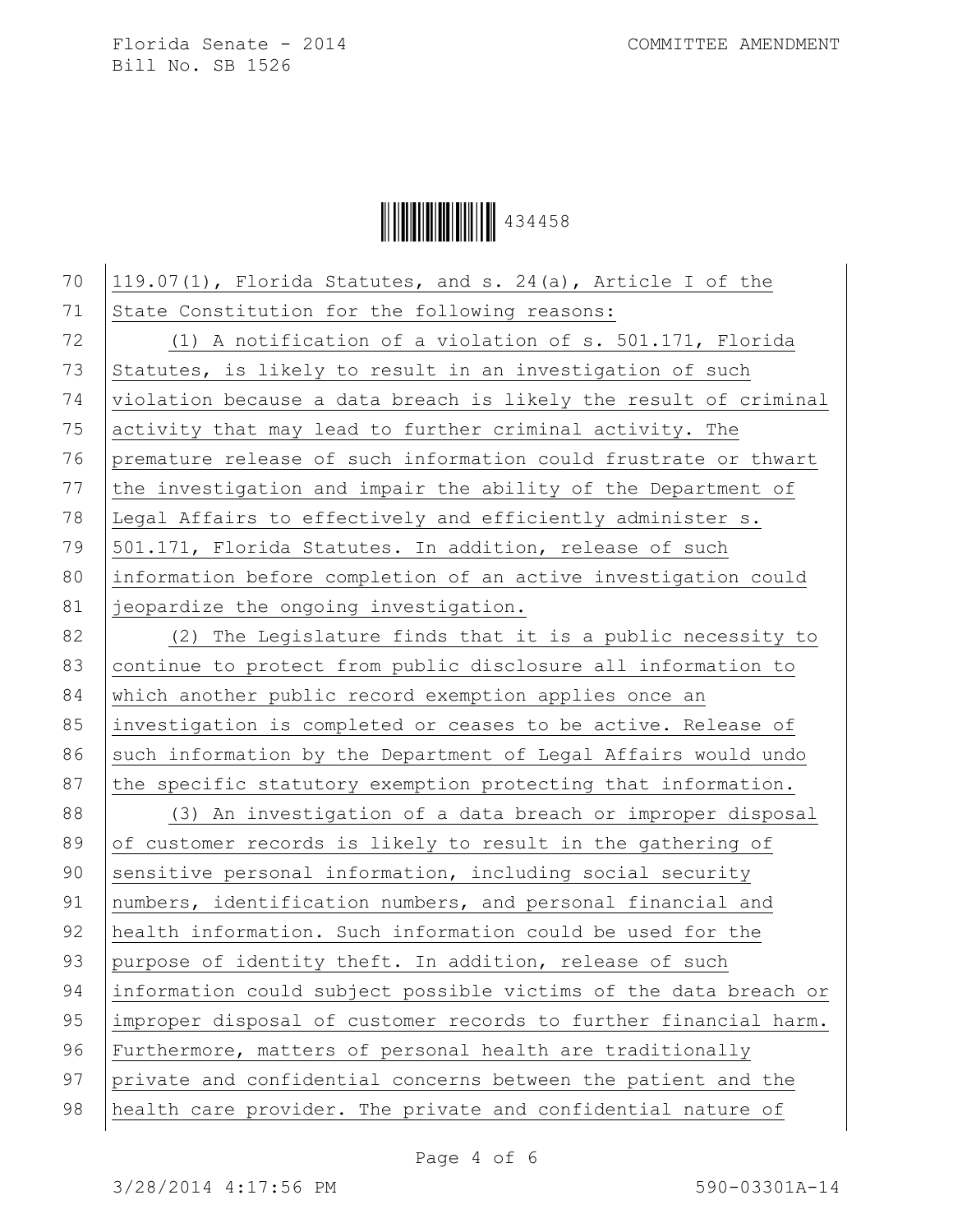119.07(1), Florida Statutes, and s. 24(a), Article I of the State Constitution for the following reasons:

(1) A notification of a violation of s. 501.171, Florida Statutes, is likely to result in an investigation of such violation because a data breach is likely the result of criminal activity that may lead to further criminal activity. The premature release of such information could frustrate or thwart the investigation and impair the ability of the Department of Legal Affairs to effectively and efficiently administer s. 501.171, Florida Statutes. In addition, release of such information before completion of an active investigation could jeopardize the ongoing investigation.

(2) The Legislature finds that it is a public necessity to continue to protect from public disclosure all information to which another public record exemption applies once an investigation is completed or ceases to be active. Release of such information by the Department of Legal Affairs would undo the specific statutory exemption protecting that information.

(3) An investigation of a data breach or improper disposal of customer records is likely to result in the gathering of sensitive personal information, including social security numbers, identification numbers, and personal financial and health information. Such information could be used for the purpose of identity theft. In addition, release of such information could subject possible victims of the data breach or improper disposal of customer records to further financial harm. Furthermore, matters of personal health are traditionally private and confidential concerns between the patient and the health care provider. The private and confidential nature of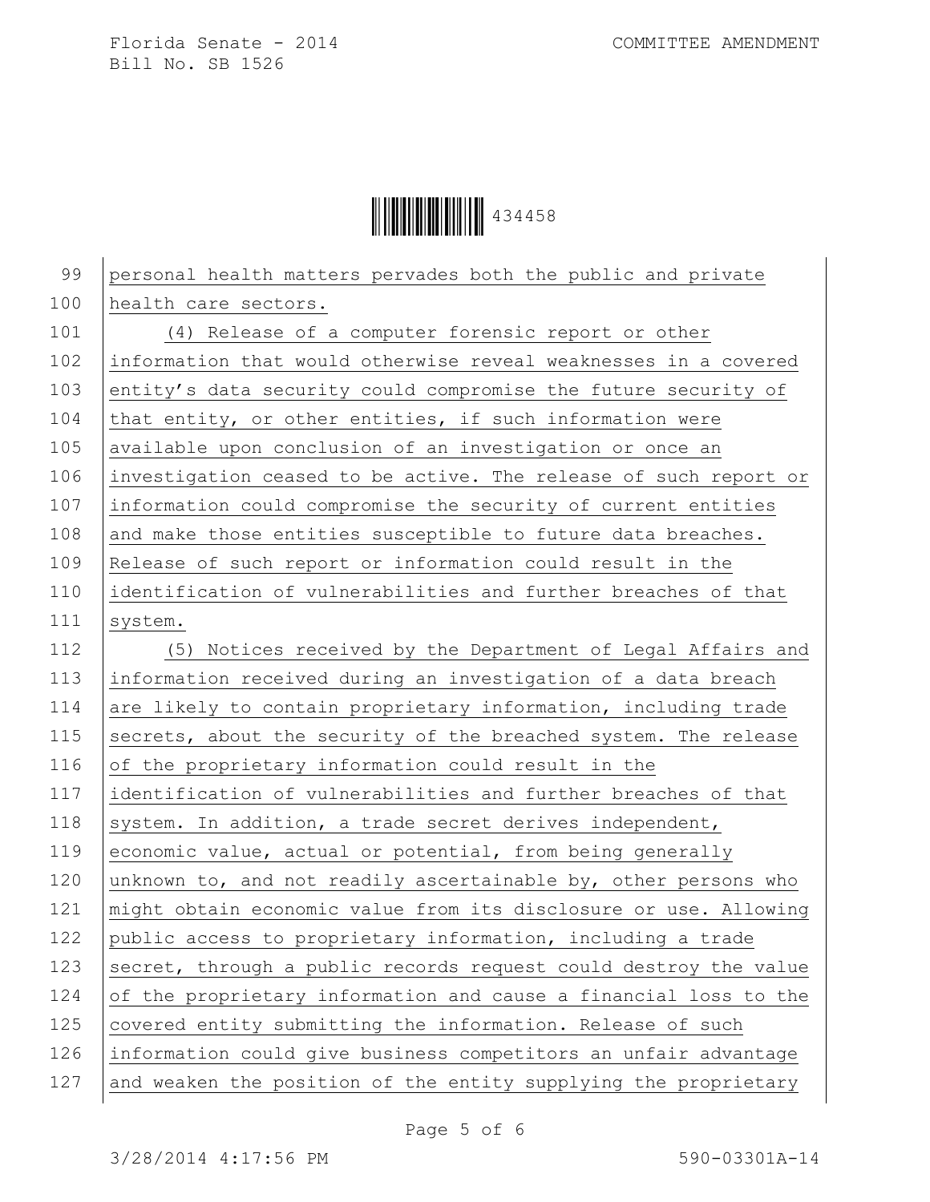personal health matters pervades both the public and private health care sectors.

(4) Release of a computer forensic report or other information that would otherwise reveal weaknesses in a covered entity's data security could compromise the future security of that entity, or other entities, if such information were available upon conclusion of an investigation or once an investigation ceased to be active. The release of such report or information could compromise the security of current entities and make those entities susceptible to future data breaches. Release of such report or information could result in the identification of vulnerabilities and further breaches of that system.

(5) Notices received by the Department of Legal Affairs and information received during an investigation of a data breach are likely to contain proprietary information, including trade secrets, about the security of the breached system. The release of the proprietary information could result in the identification of vulnerabilities and further breaches of that system. In addition, a trade secret derives independent, economic value, actual or potential, from being generally unknown to, and not readily ascertainable by, other persons who might obtain economic value from its disclosure or use. Allowing public access to proprietary information, including a trade secret, through a public records request could destroy the value of the proprietary information and cause a financial loss to the covered entity submitting the information. Release of such information could give business competitors an unfair advantage and weaken the position of the entity supplying the proprietary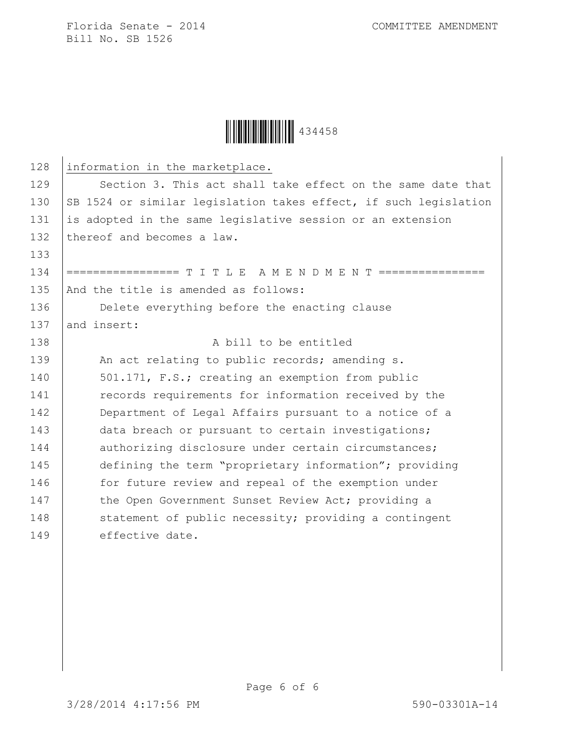information in the marketplace.

Section 3. This act shall take effect on the same date that SB 1524 or similar legislation takes effect, if such legislation is adopted in the same legislative session or an extension thereof and becomes a law.

================= T I T L E A M E N D M E N T ================

And the title is amended as follows:

Delete everything before the enacting clause and insert:

A bill to be entitled

An act relating to public records; amending s. 501.171, F.S.; creating an exemption from public records requirements for information received by the Department of Legal Affairs pursuant to a notice of a data breach or pursuant to certain investigations; authorizing disclosure under certain circumstances; defining the term "proprietary information"; providing for future review and repeal of the exemption under the Open Government Sunset Review Act; providing a statement of public necessity; providing a contingent effective date.